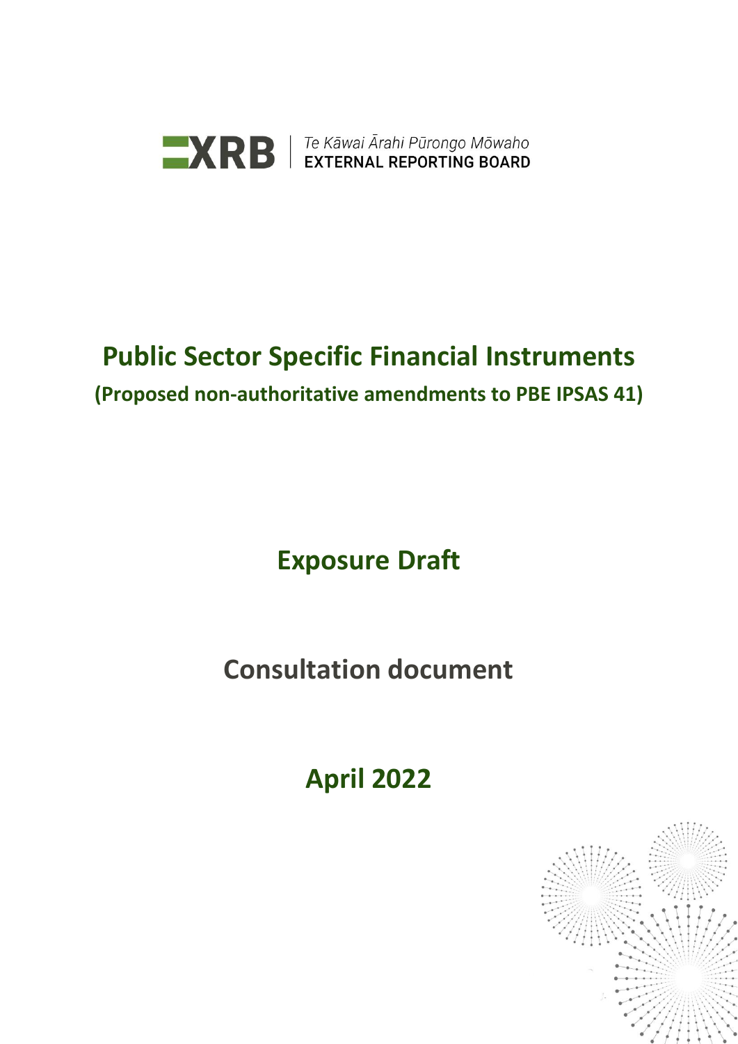XRB | Te Kāwai Ārahi Pūrongo Mōwaho
EXTERNAL REPORTING BOARD

# Public Sector Specific Financial Instruments

**(Proposed non-authoritative amendments to PBE IPSAS 41)**

## Exposure Draft

## Consultation document

## April 2022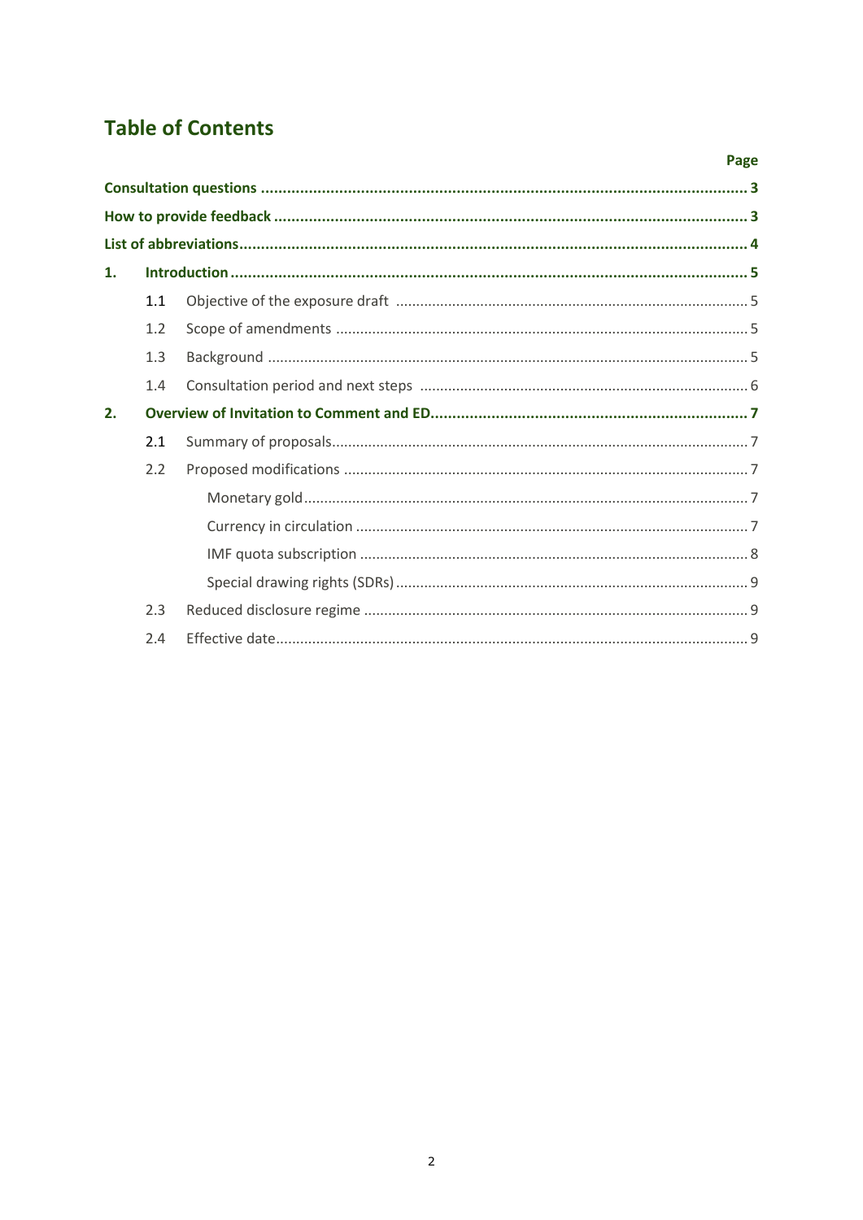# Table of Contents

| | Page |
|---|---|
| **Consultation questions** | **3** |
| **How to provide feedback** | **3** |
| **List of abbreviations** | **4** |
| **1. Introduction** | **5** |
| 1.1 Objective of the exposure draft | 5 |
| 1.2 Scope of amendments | 5 |
| 1.3 Background | 5 |
| 1.4 Consultation period and next steps | 6 |
| **2. Overview of Invitation to Comment and ED** | **7** |
| 2.1 Summary of proposals | 7 |
| 2.2 Proposed modifications | 7 |
| Monetary gold | 7 |
| Currency in circulation | 7 |
| IMF quota subscription | 8 |
| Special drawing rights (SDRs) | 9 |
| 2.3 Reduced disclosure regime | 9 |
| 2.4 Effective date | 9 |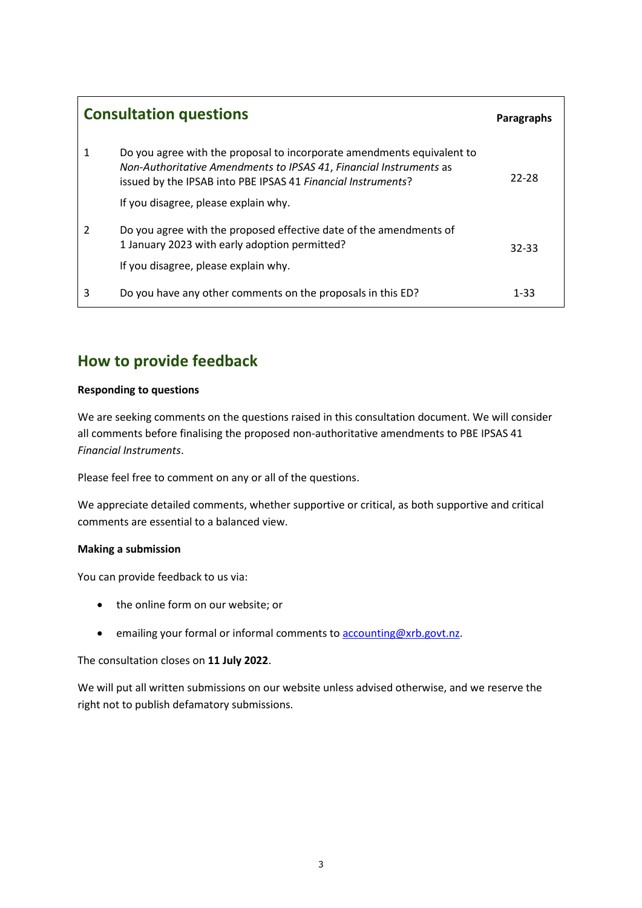## Consultation questions

| | Consultation questions | Paragraphs |
|---|---|---|
| 1 | Do you agree with the proposal to incorporate amendments equivalent to *Non-Authoritative Amendments to IPSAS 41*, *Financial Instruments* as issued by the IPSAB into PBE IPSAS 41 *Financial Instruments*? If you disagree, please explain why. | 22-28 |
| 2 | Do you agree with the proposed effective date of the amendments of 1 January 2023 with early adoption permitted? If you disagree, please explain why. | 32-33 |
| 3 | Do you have any other comments on the proposals in this ED? | 1-33 |

## How to provide feedback

**Responding to questions**

We are seeking comments on the questions raised in this consultation document. We will consider all comments before finalising the proposed non-authoritative amendments to PBE IPSAS 41 *Financial Instruments*.

Please feel free to comment on any or all of the questions.

We appreciate detailed comments, whether supportive or critical, as both supportive and critical comments are essential to a balanced view.

**Making a submission**

You can provide feedback to us via:

- the online form on our website; or
- emailing your formal or informal comments to accounting@xrb.govt.nz.

The consultation closes on **11 July 2022**.

We will put all written submissions on our website unless advised otherwise, and we reserve the right not to publish defamatory submissions.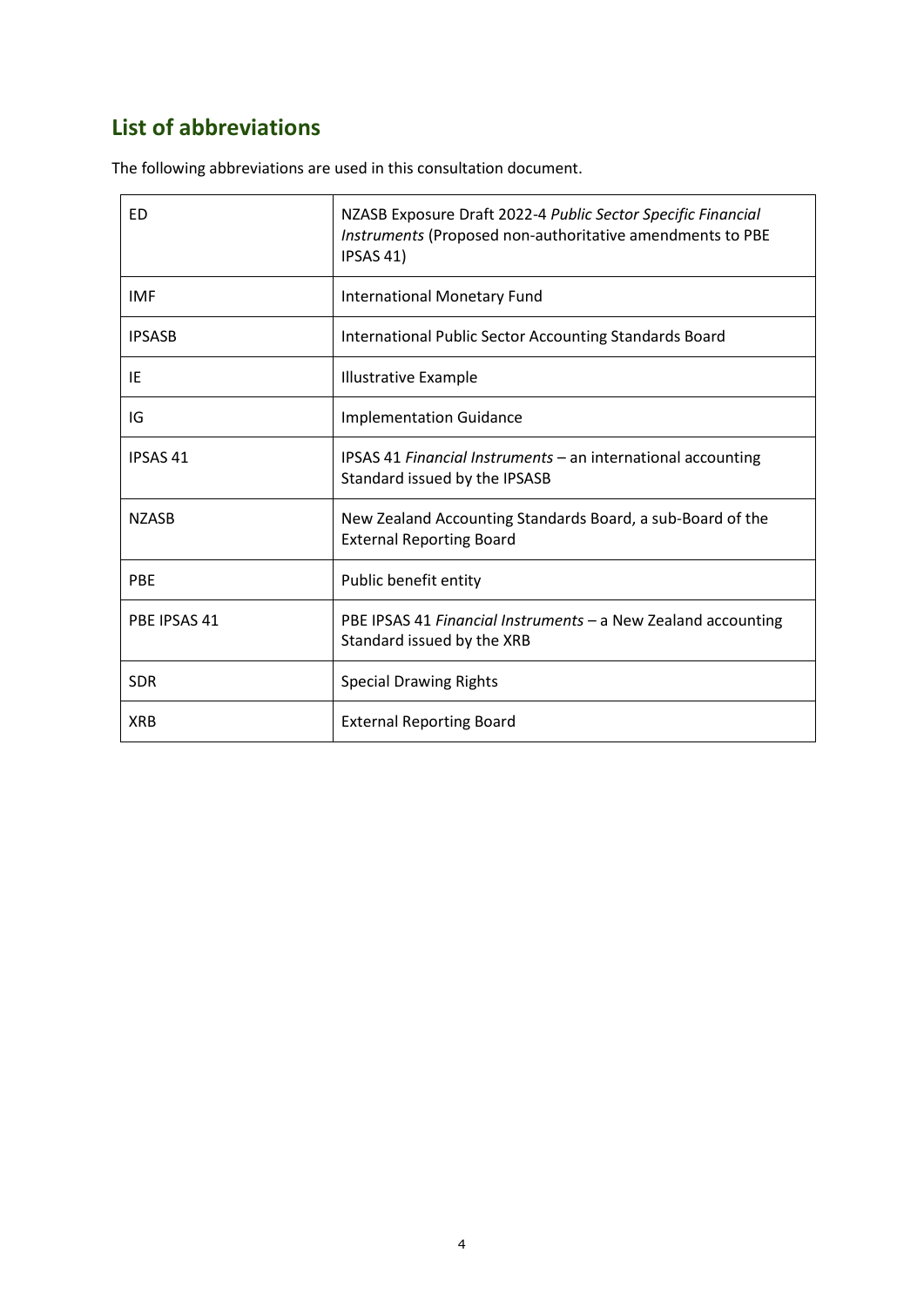## List of abbreviations

The following abbreviations are used in this consultation document.

| | |
|---|---|
| ED | NZASB Exposure Draft 2022-4 *Public Sector Specific Financial Instruments* (Proposed non-authoritative amendments to PBE IPSAS 41) |
| IMF | International Monetary Fund |
| IPSASB | International Public Sector Accounting Standards Board |
| IE | Illustrative Example |
| IG | Implementation Guidance |
| IPSAS 41 | IPSAS 41 *Financial Instruments* – an international accounting Standard issued by the IPSASB |
| NZASB | New Zealand Accounting Standards Board, a sub-Board of the External Reporting Board |
| PBE | Public benefit entity |
| PBE IPSAS 41 | PBE IPSAS 41 *Financial Instruments* – a New Zealand accounting Standard issued by the XRB |
| SDR | Special Drawing Rights |
| XRB | External Reporting Board |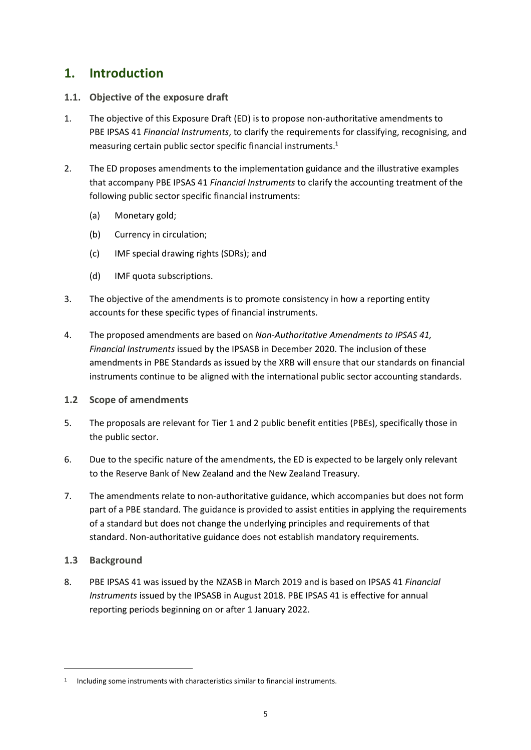# 1. Introduction

## 1.1. Objective of the exposure draft

1. The objective of this Exposure Draft (ED) is to propose non-authoritative amendments to PBE IPSAS 41 *Financial Instruments*, to clarify the requirements for classifying, recognising, and measuring certain public sector specific financial instruments.[1]

2. The ED proposes amendments to the implementation guidance and the illustrative examples that accompany PBE IPSAS 41 *Financial Instruments* to clarify the accounting treatment of the following public sector specific financial instruments:

   (a) Monetary gold;

   (b) Currency in circulation;

   (c) IMF special drawing rights (SDRs); and

   (d) IMF quota subscriptions.

3. The objective of the amendments is to promote consistency in how a reporting entity accounts for these specific types of financial instruments.

4. The proposed amendments are based on *Non-Authoritative Amendments to IPSAS 41, Financial Instruments* issued by the IPSASB in December 2020. The inclusion of these amendments in PBE Standards as issued by the XRB will ensure that our standards on financial instruments continue to be aligned with the international public sector accounting standards.

## 1.2 Scope of amendments

5. The proposals are relevant for Tier 1 and 2 public benefit entities (PBEs), specifically those in the public sector.

6. Due to the specific nature of the amendments, the ED is expected to be largely only relevant to the Reserve Bank of New Zealand and the New Zealand Treasury.

7. The amendments relate to non-authoritative guidance, which accompanies but does not form part of a PBE standard. The guidance is provided to assist entities in applying the requirements of a standard but does not change the underlying principles and requirements of that standard. Non-authoritative guidance does not establish mandatory requirements.

## 1.3 Background

8. PBE IPSAS 41 was issued by the NZASB in March 2019 and is based on IPSAS 41 *Financial Instruments* issued by the IPSASB in August 2018. PBE IPSAS 41 is effective for annual reporting periods beginning on or after 1 January 2022.

---

[1] Including some instruments with characteristics similar to financial instruments.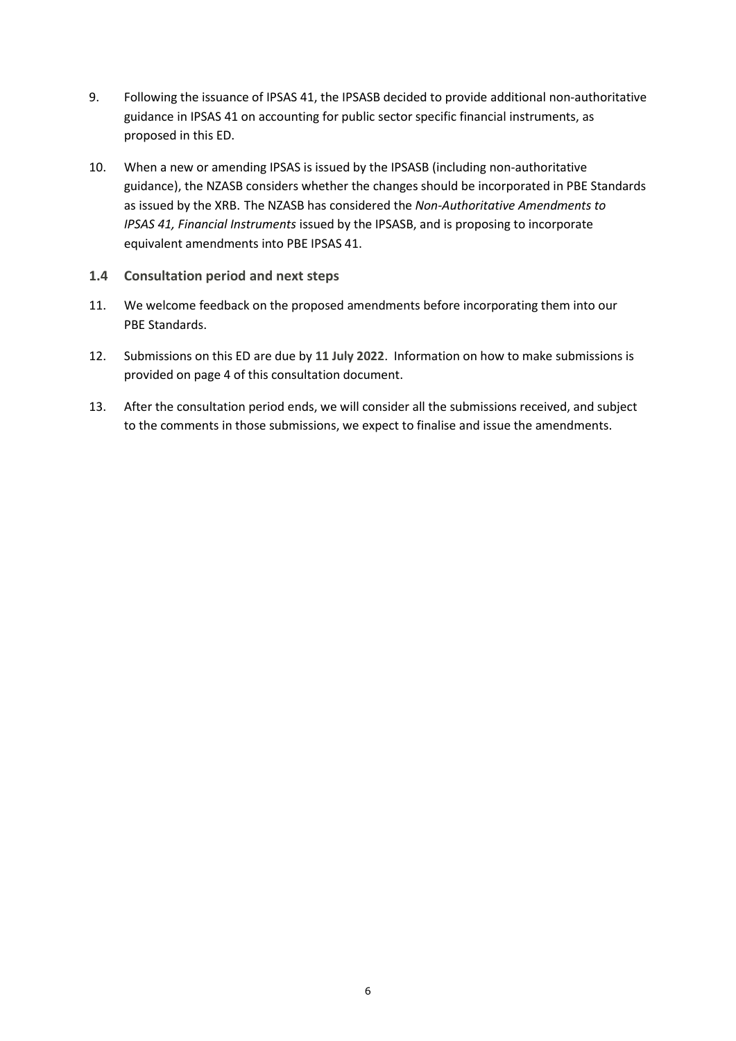9. Following the issuance of IPSAS 41, the IPSASB decided to provide additional non-authoritative guidance in IPSAS 41 on accounting for public sector specific financial instruments, as proposed in this ED.

10. When a new or amending IPSAS is issued by the IPSASB (including non-authoritative guidance), the NZASB considers whether the changes should be incorporated in PBE Standards as issued by the XRB. The NZASB has considered the *Non-Authoritative Amendments to IPSAS 41, Financial Instruments* issued by the IPSASB, and is proposing to incorporate equivalent amendments into PBE IPSAS 41.

### 1.4 Consultation period and next steps

11. We welcome feedback on the proposed amendments before incorporating them into our PBE Standards.

12. Submissions on this ED are due by **11 July 2022**. Information on how to make submissions is provided on page 4 of this consultation document.

13. After the consultation period ends, we will consider all the submissions received, and subject to the comments in those submissions, we expect to finalise and issue the amendments.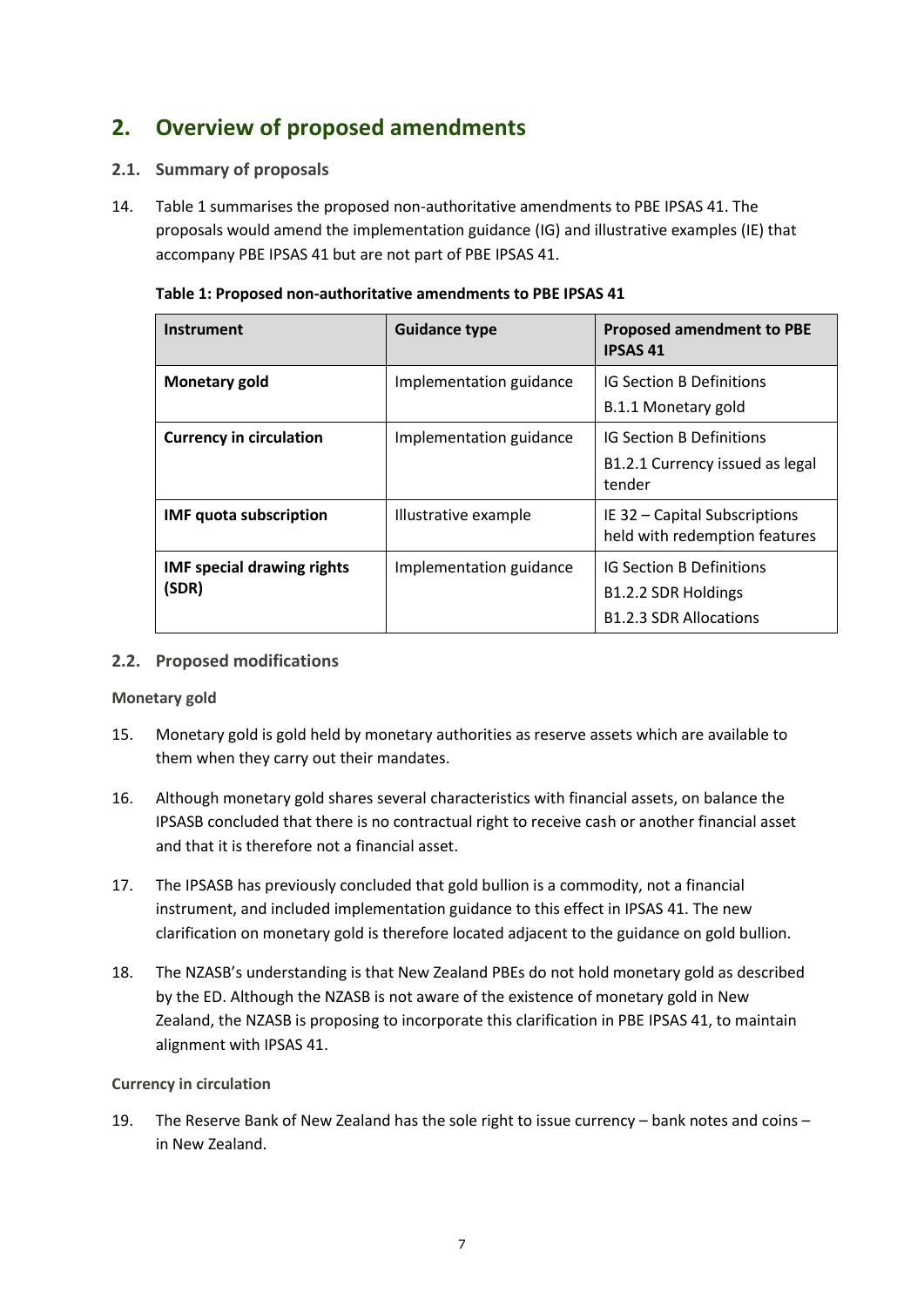## 2. Overview of proposed amendments

### 2.1. Summary of proposals

14. Table 1 summarises the proposed non-authoritative amendments to PBE IPSAS 41. The proposals would amend the implementation guidance (IG) and illustrative examples (IE) that accompany PBE IPSAS 41 but are not part of PBE IPSAS 41.

**Table 1: Proposed non-authoritative amendments to PBE IPSAS 41**

| Instrument | Guidance type | Proposed amendment to PBE IPSAS 41 |
| --- | --- | --- |
| **Monetary gold** | Implementation guidance | IG Section B Definitions<br>B.1.1 Monetary gold |
| **Currency in circulation** | Implementation guidance | IG Section B Definitions<br>B1.2.1 Currency issued as legal tender |
| **IMF quota subscription** | Illustrative example | IE 32 – Capital Subscriptions held with redemption features |
| **IMF special drawing rights (SDR)** | Implementation guidance | IG Section B Definitions<br>B1.2.2 SDR Holdings<br>B1.2.3 SDR Allocations |

### 2.2. Proposed modifications

**Monetary gold**

15. Monetary gold is gold held by monetary authorities as reserve assets which are available to them when they carry out their mandates.

16. Although monetary gold shares several characteristics with financial assets, on balance the IPSASB concluded that there is no contractual right to receive cash or another financial asset and that it is therefore not a financial asset.

17. The IPSASB has previously concluded that gold bullion is a commodity, not a financial instrument, and included implementation guidance to this effect in IPSAS 41. The new clarification on monetary gold is therefore located adjacent to the guidance on gold bullion.

18. The NZASB's understanding is that New Zealand PBEs do not hold monetary gold as described by the ED. Although the NZASB is not aware of the existence of monetary gold in New Zealand, the NZASB is proposing to incorporate this clarification in PBE IPSAS 41, to maintain alignment with IPSAS 41.

**Currency in circulation**

19. The Reserve Bank of New Zealand has the sole right to issue currency – bank notes and coins – in New Zealand.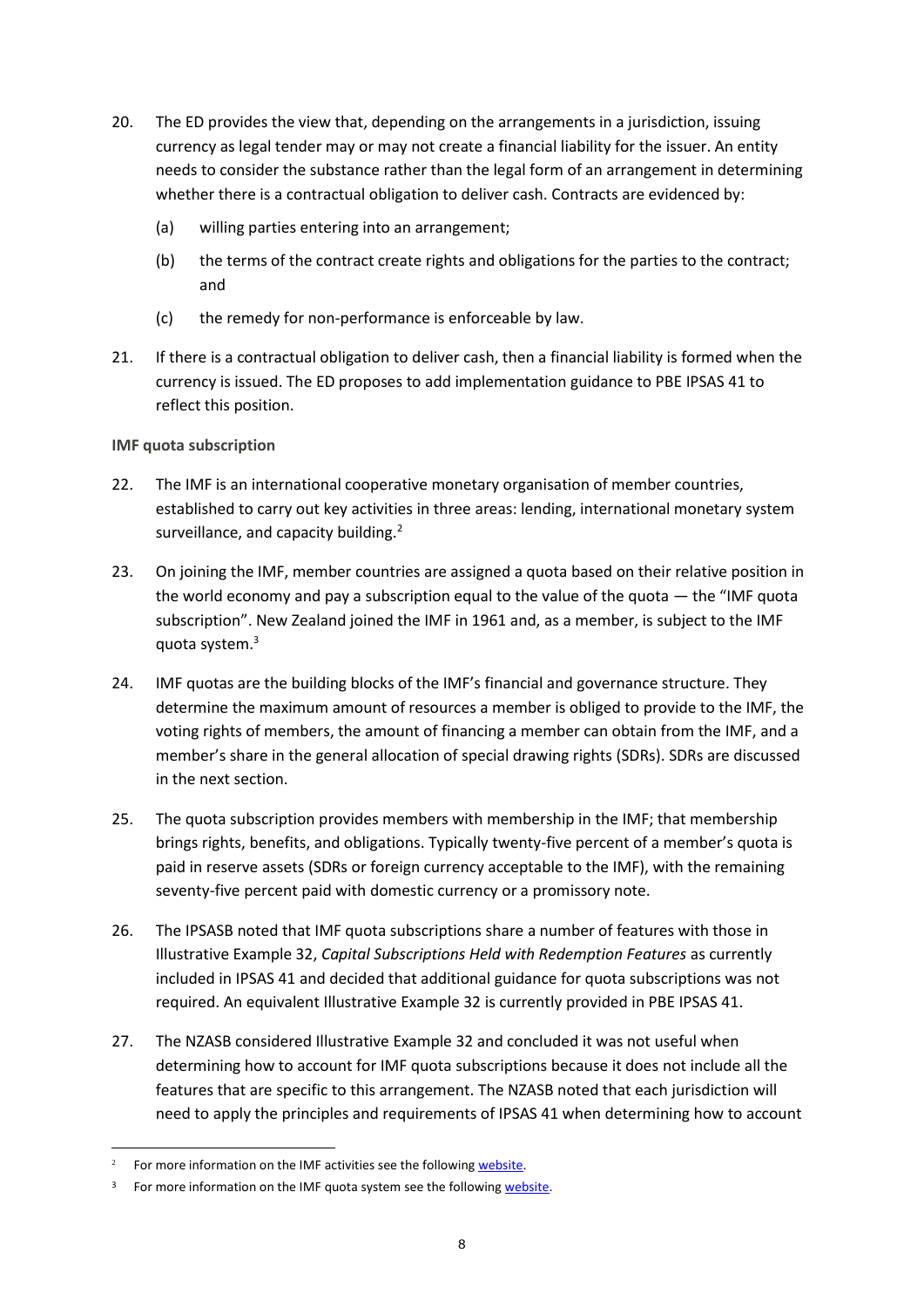20. The ED provides the view that, depending on the arrangements in a jurisdiction, issuing currency as legal tender may or may not create a financial liability for the issuer. An entity needs to consider the substance rather than the legal form of an arrangement in determining whether there is a contractual obligation to deliver cash. Contracts are evidenced by:

    (a) willing parties entering into an arrangement;

    (b) the terms of the contract create rights and obligations for the parties to the contract; and

    (c) the remedy for non-performance is enforceable by law.

21. If there is a contractual obligation to deliver cash, then a financial liability is formed when the currency is issued. The ED proposes to add implementation guidance to PBE IPSAS 41 to reflect this position.

**IMF quota subscription**

22. The IMF is an international cooperative monetary organisation of member countries, established to carry out key activities in three areas: lending, international monetary system surveillance, and capacity building.[2]

23. On joining the IMF, member countries are assigned a quota based on their relative position in the world economy and pay a subscription equal to the value of the quota — the "IMF quota subscription". New Zealand joined the IMF in 1961 and, as a member, is subject to the IMF quota system.[3]

24. IMF quotas are the building blocks of the IMF's financial and governance structure. They determine the maximum amount of resources a member is obliged to provide to the IMF, the voting rights of members, the amount of financing a member can obtain from the IMF, and a member's share in the general allocation of special drawing rights (SDRs). SDRs are discussed in the next section.

25. The quota subscription provides members with membership in the IMF; that membership brings rights, benefits, and obligations. Typically twenty-five percent of a member's quota is paid in reserve assets (SDRs or foreign currency acceptable to the IMF), with the remaining seventy-five percent paid with domestic currency or a promissory note.

26. The IPSASB noted that IMF quota subscriptions share a number of features with those in Illustrative Example 32, *Capital Subscriptions Held with Redemption Features* as currently included in IPSAS 41 and decided that additional guidance for quota subscriptions was not required. An equivalent Illustrative Example 32 is currently provided in PBE IPSAS 41.

27. The NZASB considered Illustrative Example 32 and concluded it was not useful when determining how to account for IMF quota subscriptions because it does not include all the features that are specific to this arrangement. The NZASB noted that each jurisdiction will need to apply the principles and requirements of IPSAS 41 when determining how to account

---

[2] For more information on the IMF activities see the following website.

[3] For more information on the IMF quota system see the following website.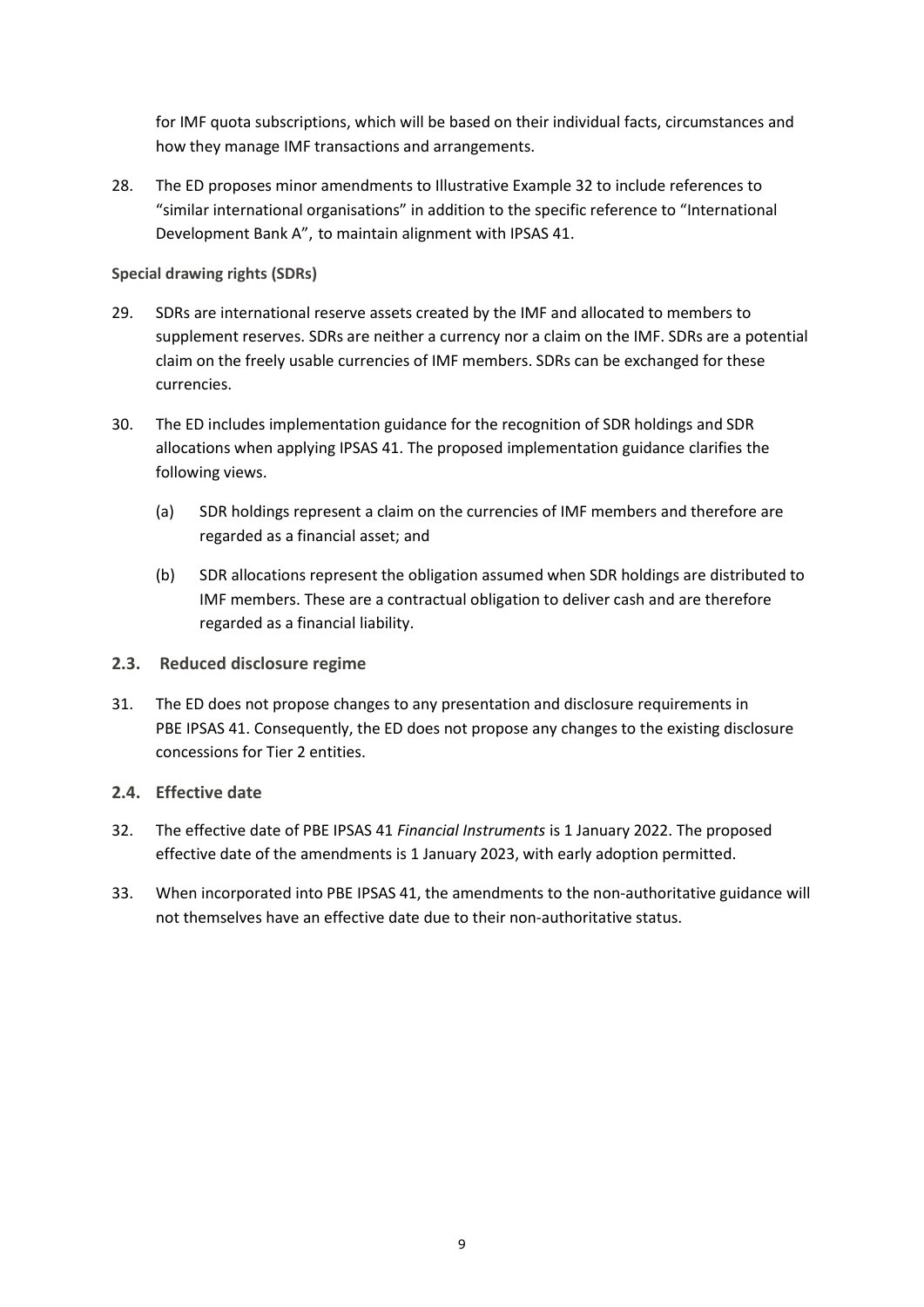for IMF quota subscriptions, which will be based on their individual facts, circumstances and how they manage IMF transactions and arrangements.

28. The ED proposes minor amendments to Illustrative Example 32 to include references to "similar international organisations" in addition to the specific reference to "International Development Bank A", to maintain alignment with IPSAS 41.

**Special drawing rights (SDRs)**

29. SDRs are international reserve assets created by the IMF and allocated to members to supplement reserves. SDRs are neither a currency nor a claim on the IMF. SDRs are a potential claim on the freely usable currencies of IMF members. SDRs can be exchanged for these currencies.

30. The ED includes implementation guidance for the recognition of SDR holdings and SDR allocations when applying IPSAS 41. The proposed implementation guidance clarifies the following views.

    (a) SDR holdings represent a claim on the currencies of IMF members and therefore are regarded as a financial asset; and

    (b) SDR allocations represent the obligation assumed when SDR holdings are distributed to IMF members. These are a contractual obligation to deliver cash and are therefore regarded as a financial liability.

## 2.3. Reduced disclosure regime

31. The ED does not propose changes to any presentation and disclosure requirements in PBE IPSAS 41. Consequently, the ED does not propose any changes to the existing disclosure concessions for Tier 2 entities.

## 2.4. Effective date

32. The effective date of PBE IPSAS 41 *Financial Instruments* is 1 January 2022. The proposed effective date of the amendments is 1 January 2023, with early adoption permitted.

33. When incorporated into PBE IPSAS 41, the amendments to the non-authoritative guidance will not themselves have an effective date due to their non-authoritative status.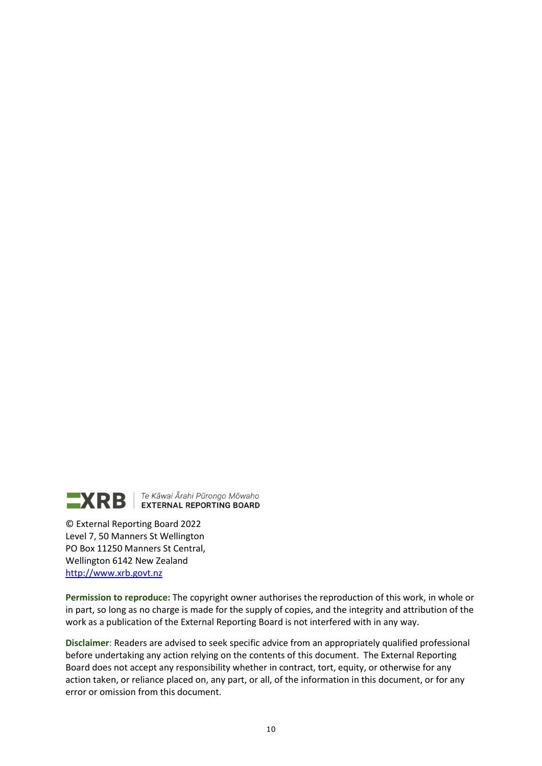XRB | *Te Kāwai Ārahi Pūrongo Mōwaho*
EXTERNAL REPORTING BOARD

© External Reporting Board 2022
Level 7, 50 Manners St Wellington
PO Box 11250 Manners St Central,
Wellington 6142 New Zealand
[http://www.xrb.govt.nz](http://www.xrb.govt.nz)

**Permission to reproduce:** The copyright owner authorises the reproduction of this work, in whole or in part, so long as no charge is made for the supply of copies, and the integrity and attribution of the work as a publication of the External Reporting Board is not interfered with in any way.

**Disclaimer**: Readers are advised to seek specific advice from an appropriately qualified professional before undertaking any action relying on the contents of this document. The External Reporting Board does not accept any responsibility whether in contract, tort, equity, or otherwise for any action taken, or reliance placed on, any part, or all, of the information in this document, or for any error or omission from this document.